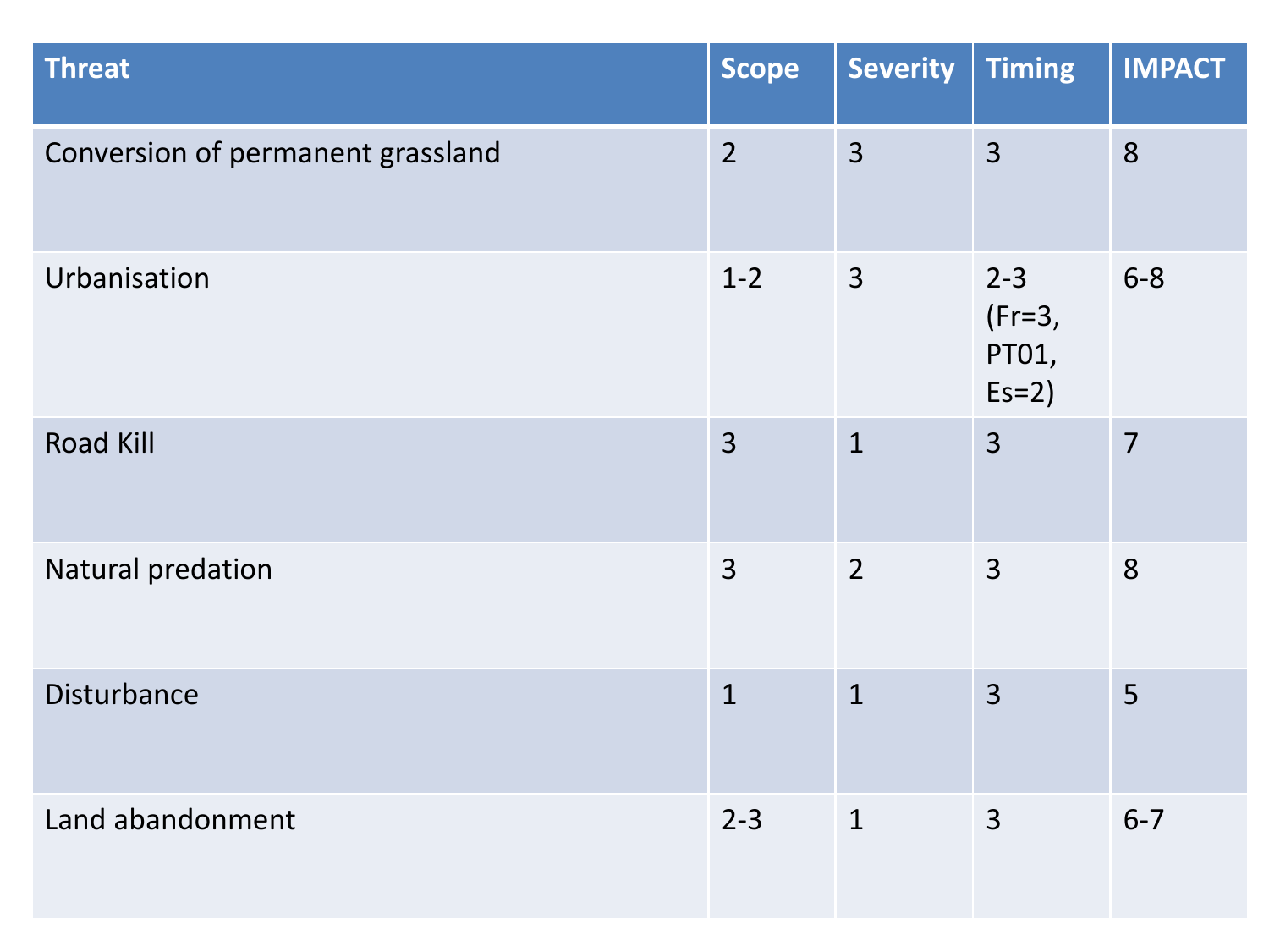| Threat | Scope | Severity | Timing | IMPACT |
| --- | --- | --- | --- | --- |
| Conversion of permanent grassland | 2 | 3 | 3 | 8 |
| Urbanisation | 1-2 | 3 | 2-3 (Fr=3, PT01, Es=2) | 6-8 |
| Road Kill | 3 | 1 | 3 | 7 |
| Natural predation | 3 | 2 | 3 | 8 |
| Disturbance | 1 | 1 | 3 | 5 |
| Land abandonment | 2-3 | 1 | 3 | 6-7 |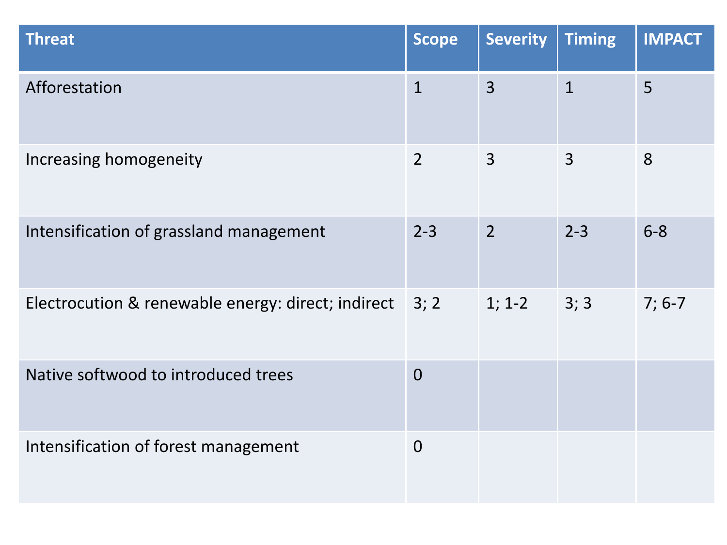| Threat | Scope | Severity | Timing | IMPACT |
|---|---|---|---|---|
| Afforestation | 1 | 3 | 1 | 5 |
| Increasing homogeneity | 2 | 3 | 3 | 8 |
| Intensification of grassland management | 2-3 | 2 | 2-3 | 6-8 |
| Electrocution & renewable energy: direct; indirect | 3; 2 | 1; 1-2 | 3; 3 | 7; 6-7 |
| Native softwood to introduced trees | 0 | | | |
| Intensification of forest management | 0 | | | |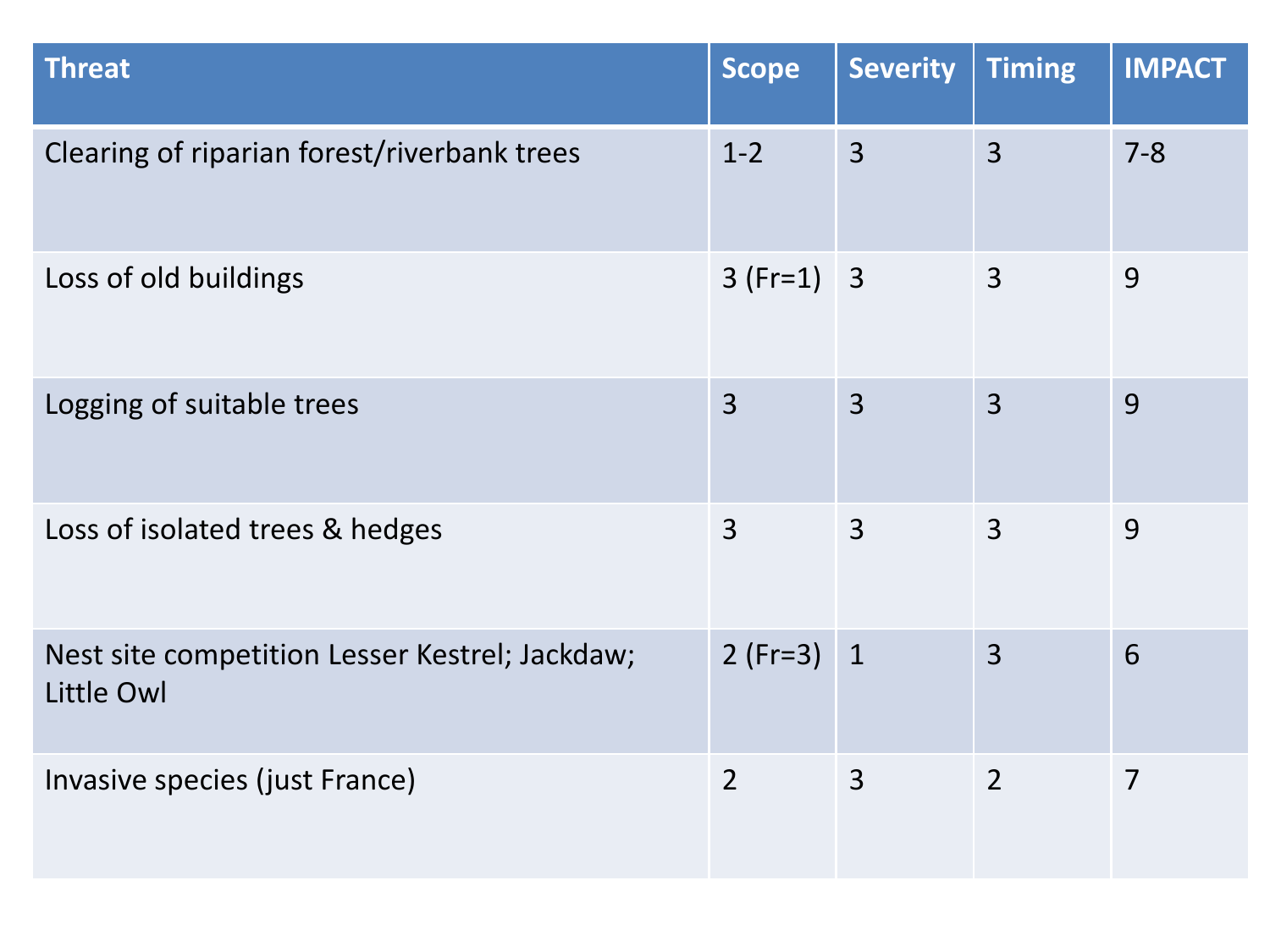| Threat | Scope | Severity | Timing | IMPACT |
| --- | --- | --- | --- | --- |
| Clearing of riparian forest/riverbank trees | 1-2 | 3 | 3 | 7-8 |
| Loss of old buildings | 3 (Fr=1) | 3 | 3 | 9 |
| Logging of suitable trees | 3 | 3 | 3 | 9 |
| Loss of isolated trees & hedges | 3 | 3 | 3 | 9 |
| Nest site competition Lesser Kestrel; Jackdaw; Little Owl | 2 (Fr=3) | 1 | 3 | 6 |
| Invasive species (just France) | 2 | 3 | 2 | 7 |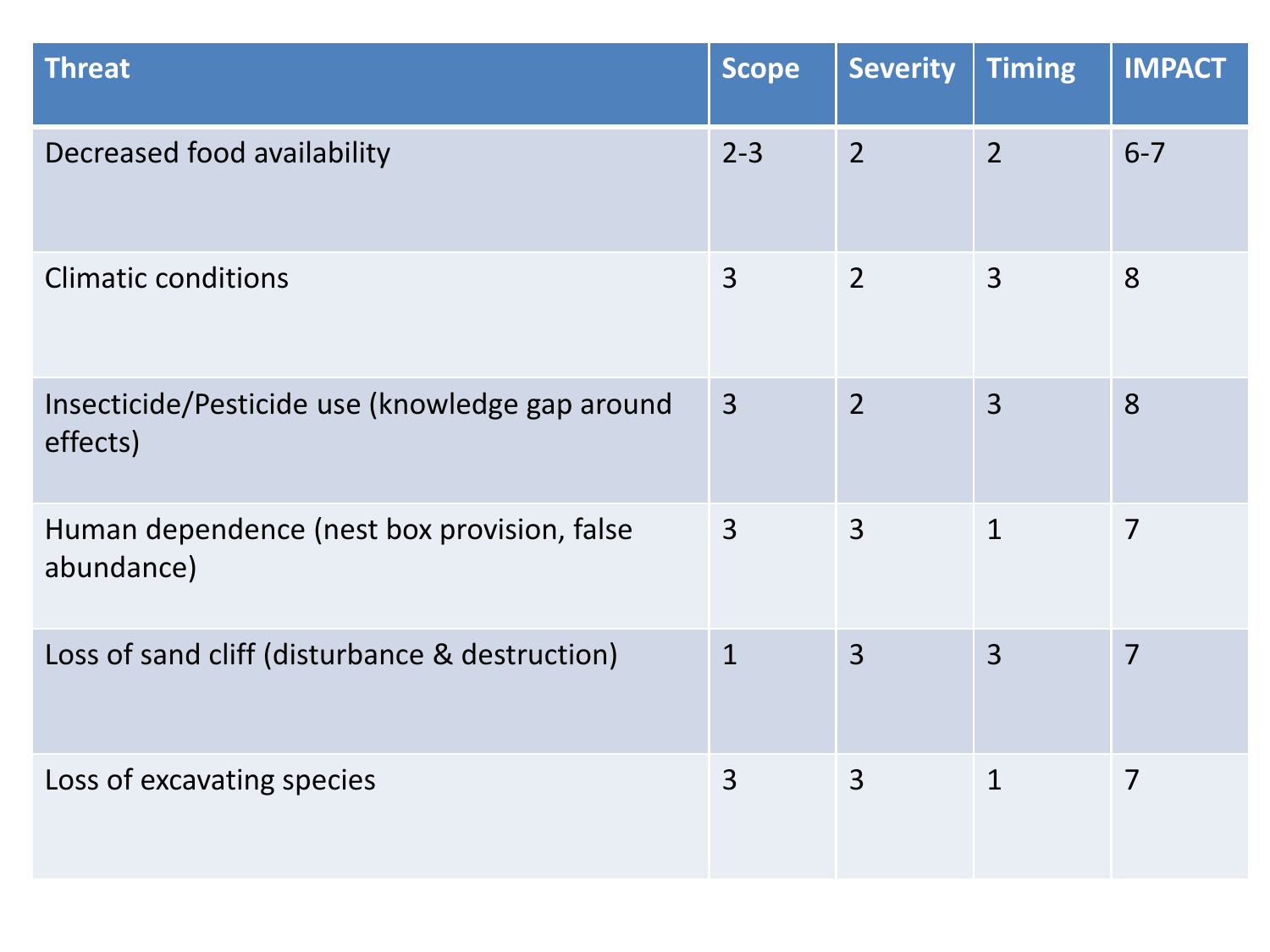| Threat | Scope | Severity | Timing | IMPACT |
| --- | --- | --- | --- | --- |
| Decreased food availability | 2-3 | 2 | 2 | 6-7 |
| Climatic conditions | 3 | 2 | 3 | 8 |
| Insecticide/Pesticide use (knowledge gap around effects) | 3 | 2 | 3 | 8 |
| Human dependence (nest box provision, false abundance) | 3 | 3 | 1 | 7 |
| Loss of sand cliff (disturbance & destruction) | 1 | 3 | 3 | 7 |
| Loss of excavating species | 3 | 3 | 1 | 7 |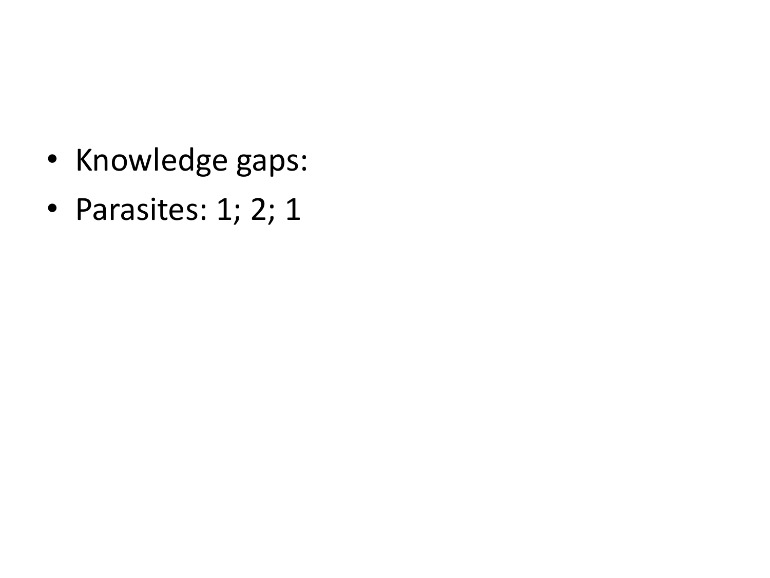- Knowledge gaps:
- Parasites: 1; 2; 1